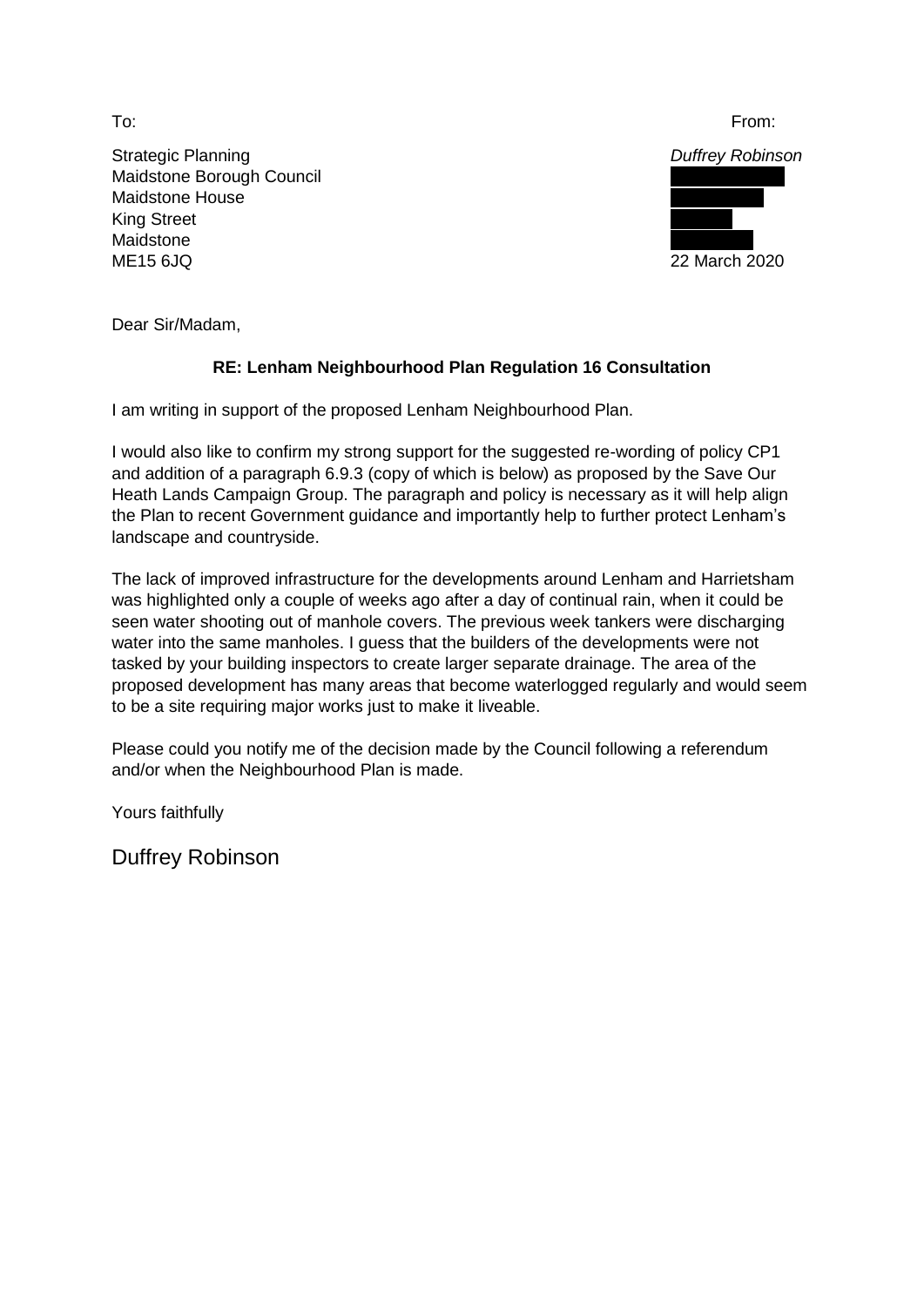To:

Strategic Planning
Maidstone Borough Council
Maidstone House
King Street
Maidstone
ME15 6JQ

From:

*Duffrey Robinson*

22 March 2020

Dear Sir/Madam,

**RE: Lenham Neighbourhood Plan Regulation 16 Consultation**

I am writing in support of the proposed Lenham Neighbourhood Plan.

I would also like to confirm my strong support for the suggested re-wording of policy CP1 and addition of a paragraph 6.9.3 (copy of which is below) as proposed by the Save Our Heath Lands Campaign Group. The paragraph and policy is necessary as it will help align the Plan to recent Government guidance and importantly help to further protect Lenham's landscape and countryside.

The lack of improved infrastructure for the developments around Lenham and Harrietsham was highlighted only a couple of weeks ago after a day of continual rain, when it could be seen water shooting out of manhole covers. The previous week tankers were discharging water into the same manholes. I guess that the builders of the developments were not tasked by your building inspectors to create larger separate drainage. The area of the proposed development has many areas that become waterlogged regularly and would seem to be a site requiring major works just to make it liveable.

Please could you notify me of the decision made by the Council following a referendum and/or when the Neighbourhood Plan is made.

Yours faithfully

Duffrey Robinson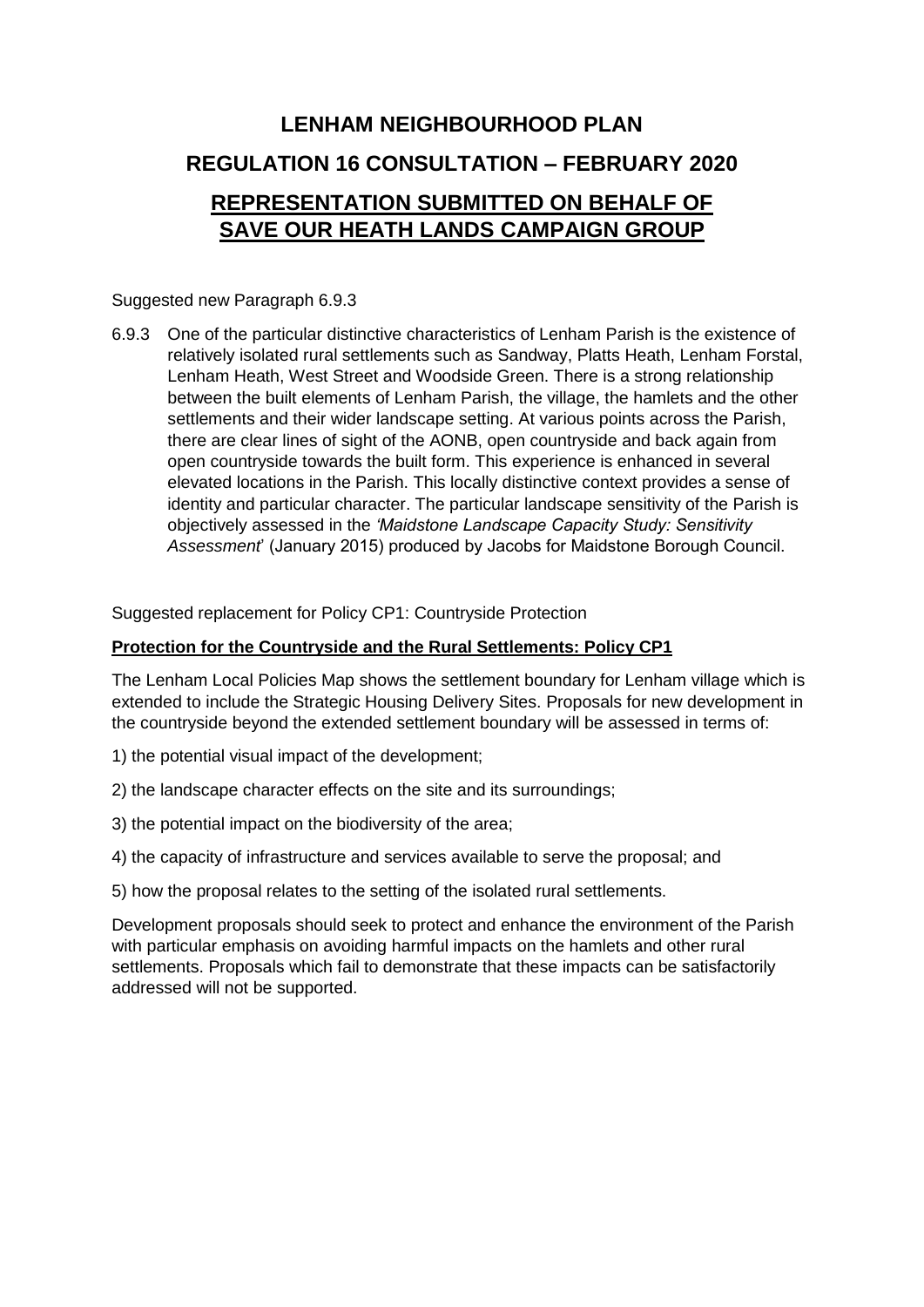# LENHAM NEIGHBOURHOOD PLAN

# REGULATION 16 CONSULTATION – FEBRUARY 2020

# REPRESENTATION SUBMITTED ON BEHALF OF SAVE OUR HEATH LANDS CAMPAIGN GROUP

Suggested new Paragraph 6.9.3

6.9.3 One of the particular distinctive characteristics of Lenham Parish is the existence of relatively isolated rural settlements such as Sandway, Platts Heath, Lenham Forstal, Lenham Heath, West Street and Woodside Green. There is a strong relationship between the built elements of Lenham Parish, the village, the hamlets and the other settlements and their wider landscape setting. At various points across the Parish, there are clear lines of sight of the AONB, open countryside and back again from open countryside towards the built form. This experience is enhanced in several elevated locations in the Parish. This locally distinctive context provides a sense of identity and particular character. The particular landscape sensitivity of the Parish is objectively assessed in the *'Maidstone Landscape Capacity Study: Sensitivity Assessment*' (January 2015) produced by Jacobs for Maidstone Borough Council.

Suggested replacement for Policy CP1: Countryside Protection

**Protection for the Countryside and the Rural Settlements: Policy CP1**

The Lenham Local Policies Map shows the settlement boundary for Lenham village which is extended to include the Strategic Housing Delivery Sites. Proposals for new development in the countryside beyond the extended settlement boundary will be assessed in terms of:

1) the potential visual impact of the development;

2) the landscape character effects on the site and its surroundings;

3) the potential impact on the biodiversity of the area;

4) the capacity of infrastructure and services available to serve the proposal; and

5) how the proposal relates to the setting of the isolated rural settlements.

Development proposals should seek to protect and enhance the environment of the Parish with particular emphasis on avoiding harmful impacts on the hamlets and other rural settlements. Proposals which fail to demonstrate that these impacts can be satisfactorily addressed will not be supported.